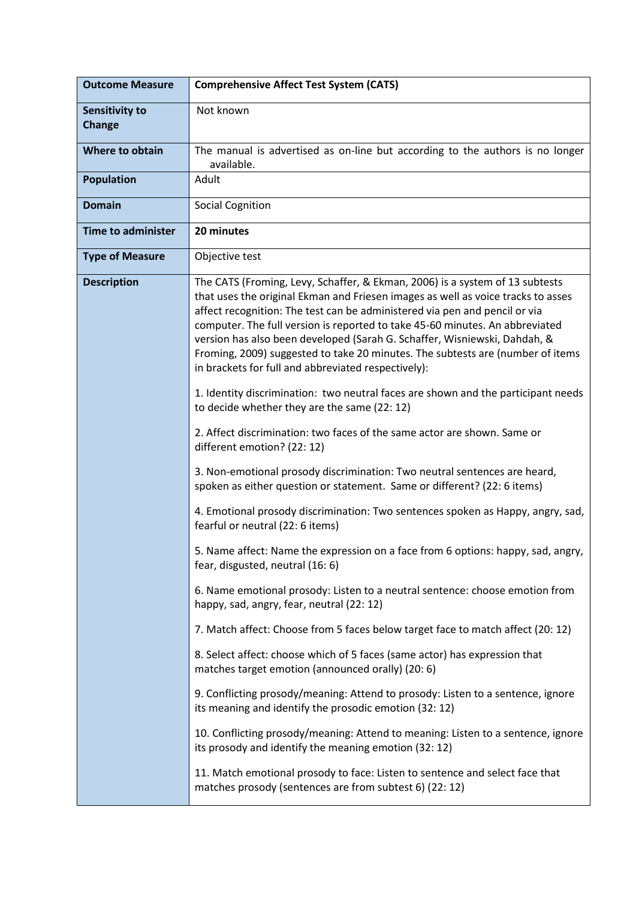| **Outcome Measure** | **Comprehensive Affect Test System (CATS)** |
|---|---|
| **Sensitivity to Change** | Not known |
| **Where to obtain** | The manual is advertised as on-line but according to the authors is no longer available. |
| **Population** | Adult |
| **Domain** | Social Cognition |
| **Time to administer** | **20 minutes** |
| **Type of Measure** | Objective test |
| **Description** | The CATS (Froming, Levy, Schaffer, & Ekman, 2006) is a system of 13 subtests that uses the original Ekman and Friesen images as well as voice tracks to asses affect recognition: The test can be administered via pen and pencil or via computer. The full version is reported to take 45-60 minutes. An abbreviated version has also been developed (Sarah G. Schaffer, Wisniewski, Dahdah, & Froming, 2009) suggested to take 20 minutes. The subtests are (number of items in brackets for full and abbreviated respectively):<br><br>1. Identity discrimination: two neutral faces are shown and the participant needs to decide whether they are the same (22: 12)<br><br>2. Affect discrimination: two faces of the same actor are shown. Same or different emotion? (22: 12)<br><br>3. Non-emotional prosody discrimination: Two neutral sentences are heard, spoken as either question or statement. Same or different? (22: 6 items)<br><br>4. Emotional prosody discrimination: Two sentences spoken as Happy, angry, sad, fearful or neutral (22: 6 items)<br><br>5. Name affect: Name the expression on a face from 6 options: happy, sad, angry, fear, disgusted, neutral (16: 6)<br><br>6. Name emotional prosody: Listen to a neutral sentence: choose emotion from happy, sad, angry, fear, neutral (22: 12)<br><br>7. Match affect: Choose from 5 faces below target face to match affect (20: 12)<br><br>8. Select affect: choose which of 5 faces (same actor) has expression that matches target emotion (announced orally) (20: 6)<br><br>9. Conflicting prosody/meaning: Attend to prosody: Listen to a sentence, ignore its meaning and identify the prosodic emotion (32: 12)<br><br>10. Conflicting prosody/meaning: Attend to meaning: Listen to a sentence, ignore its prosody and identify the meaning emotion (32: 12)<br><br>11. Match emotional prosody to face: Listen to sentence and select face that matches prosody (sentences are from subtest 6) (22: 12) |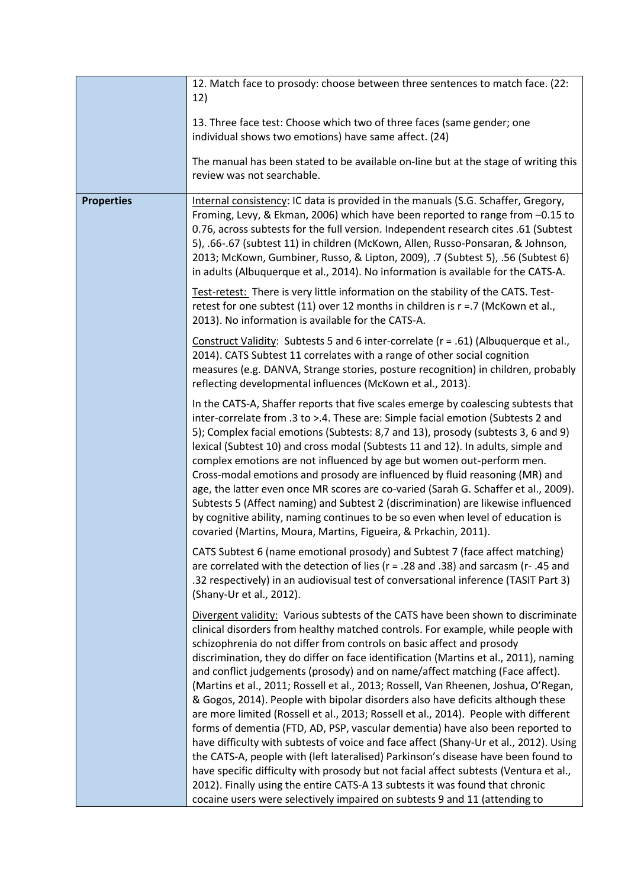| | |
|---|---|
| | 12. Match face to prosody: choose between three sentences to match face. (22: 12)<br><br>13. Three face test: Choose which two of three faces (same gender; one individual shows two emotions) have same affect. (24)<br><br>The manual has been stated to be available on-line but at the stage of writing this review was not searchable. |
| **Properties** | Internal consistency: IC data is provided in the manuals (S.G. Schaffer, Gregory, Froming, Levy, & Ekman, 2006) which have been reported to range from –0.15 to 0.76, across subtests for the full version. Independent research cites .61 (Subtest 5), .66-.67 (subtest 11) in children (McKown, Allen, Russo-Ponsaran, & Johnson, 2013; McKown, Gumbiner, Russo, & Lipton, 2009), .7 (Subtest 5), .56 (Subtest 6) in adults (Albuquerque et al., 2014). No information is available for the CATS-A.<br><br>Test-retest: There is very little information on the stability of the CATS. Test-retest for one subtest (11) over 12 months in children is r =.7 (McKown et al., 2013). No information is available for the CATS-A.<br><br>Construct Validity: Subtests 5 and 6 inter-correlate (r = .61) (Albuquerque et al., 2014). CATS Subtest 11 correlates with a range of other social cognition measures (e.g. DANVA, Strange stories, posture recognition) in children, probably reflecting developmental influences (McKown et al., 2013).<br><br>In the CATS-A, Shaffer reports that five scales emerge by coalescing subtests that inter-correlate from .3 to >.4. These are: Simple facial emotion (Subtests 2 and 5); Complex facial emotions (Subtests: 8,7 and 13), prosody (subtests 3, 6 and 9) lexical (Subtest 10) and cross modal (Subtests 11 and 12). In adults, simple and complex emotions are not influenced by age but women out-perform men. Cross-modal emotions and prosody are influenced by fluid reasoning (MR) and age, the latter even once MR scores are co-varied (Sarah G. Schaffer et al., 2009). Subtests 5 (Affect naming) and Subtest 2 (discrimination) are likewise influenced by cognitive ability, naming continues to be so even when level of education is covaried (Martins, Moura, Martins, Figueira, & Prkachin, 2011).<br><br>CATS Subtest 6 (name emotional prosody) and Subtest 7 (face affect matching) are correlated with the detection of lies (r = .28 and .38) and sarcasm (r- .45 and .32 respectively) in an audiovisual test of conversational inference (TASIT Part 3) (Shany-Ur et al., 2012).<br><br>Divergent validity: Various subtests of the CATS have been shown to discriminate clinical disorders from healthy matched controls. For example, while people with schizophrenia do not differ from controls on basic affect and prosody discrimination, they do differ on face identification (Martins et al., 2011), naming and conflict judgements (prosody) and on name/affect matching (Face affect). (Martins et al., 2011; Rossell et al., 2013; Rossell, Van Rheenen, Joshua, O'Regan, & Gogos, 2014). People with bipolar disorders also have deficits although these are more limited (Rossell et al., 2013; Rossell et al., 2014). People with different forms of dementia (FTD, AD, PSP, vascular dementia) have also been reported to have difficulty with subtests of voice and face affect (Shany-Ur et al., 2012). Using the CATS-A, people with (left lateralised) Parkinson's disease have been found to have specific difficulty with prosody but not facial affect subtests (Ventura et al., 2012). Finally using the entire CATS-A 13 subtests it was found that chronic cocaine users were selectively impaired on subtests 9 and 11 (attending to |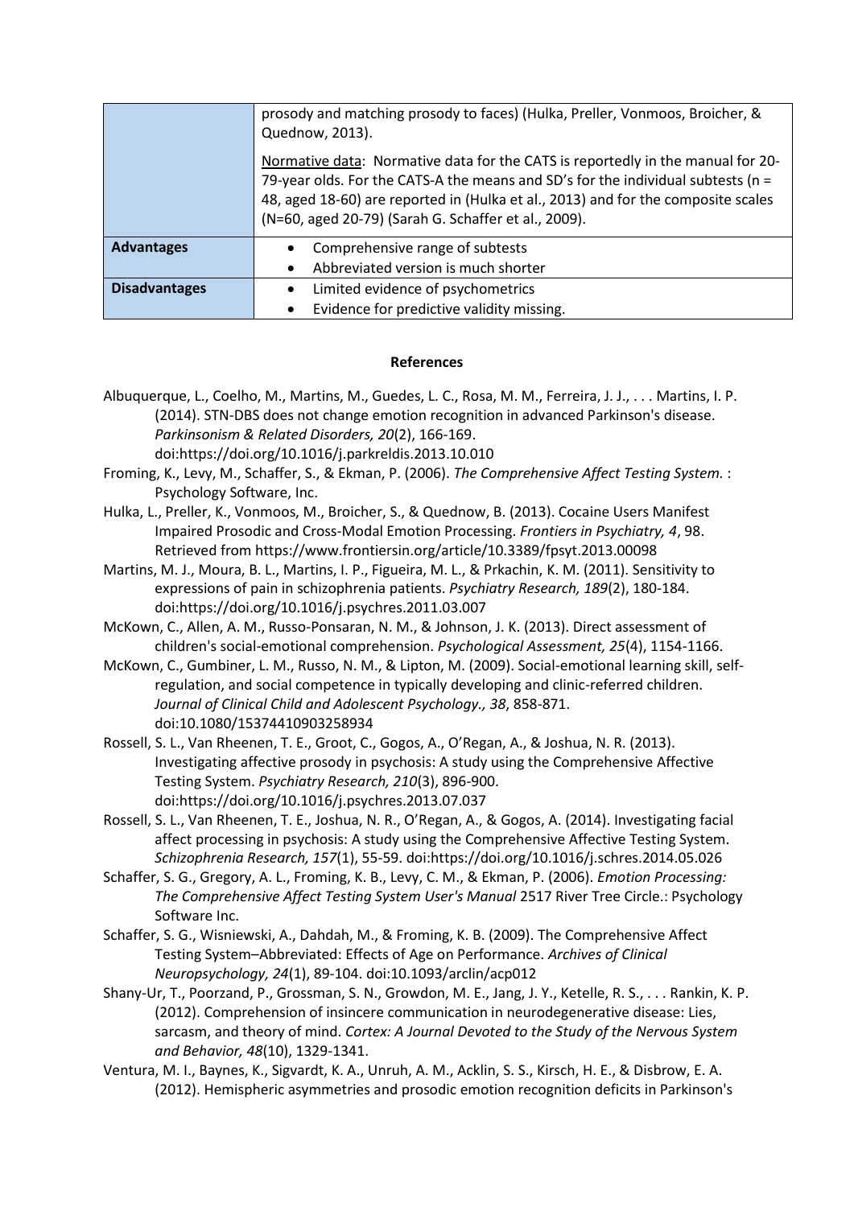| | |
|---|---|
| | prosody and matching prosody to faces) (Hulka, Preller, Vonmoos, Broicher, & Quednow, 2013).<br><br><u>Normative data</u>: Normative data for the CATS is reportedly in the manual for 20-79-year olds. For the CATS-A the means and SD's for the individual subtests (n = 48, aged 18-60) are reported in (Hulka et al., 2013) and for the composite scales (N=60, aged 20-79) (Sarah G. Schaffer et al., 2009). |
| **Advantages** | • Comprehensive range of subtests<br>• Abbreviated version is much shorter |
| **Disadvantages** | • Limited evidence of psychometrics<br>• Evidence for predictive validity missing. |

**References**

Albuquerque, L., Coelho, M., Martins, M., Guedes, L. C., Rosa, M. M., Ferreira, J. J., . . . Martins, I. P. (2014). STN-DBS does not change emotion recognition in advanced Parkinson's disease. *Parkinsonism & Related Disorders, 20*(2), 166-169. doi:https://doi.org/10.1016/j.parkreldis.2013.10.010

Froming, K., Levy, M., Schaffer, S., & Ekman, P. (2006). *The Comprehensive Affect Testing System.* : Psychology Software, Inc.

Hulka, L., Preller, K., Vonmoos, M., Broicher, S., & Quednow, B. (2013). Cocaine Users Manifest Impaired Prosodic and Cross-Modal Emotion Processing. *Frontiers in Psychiatry, 4*, 98. Retrieved from https://www.frontiersin.org/article/10.3389/fpsyt.2013.00098

Martins, M. J., Moura, B. L., Martins, I. P., Figueira, M. L., & Prkachin, K. M. (2011). Sensitivity to expressions of pain in schizophrenia patients. *Psychiatry Research, 189*(2), 180-184. doi:https://doi.org/10.1016/j.psychres.2011.03.007

McKown, C., Allen, A. M., Russo-Ponsaran, N. M., & Johnson, J. K. (2013). Direct assessment of children's social-emotional comprehension. *Psychological Assessment, 25*(4), 1154-1166.

McKown, C., Gumbiner, L. M., Russo, N. M., & Lipton, M. (2009). Social-emotional learning skill, self-regulation, and social competence in typically developing and clinic-referred children. *Journal of Clinical Child and Adolescent Psychology., 38*, 858-871. doi:10.1080/15374410903258934

Rossell, S. L., Van Rheenen, T. E., Groot, C., Gogos, A., O'Regan, A., & Joshua, N. R. (2013). Investigating affective prosody in psychosis: A study using the Comprehensive Affective Testing System. *Psychiatry Research, 210*(3), 896-900. doi:https://doi.org/10.1016/j.psychres.2013.07.037

Rossell, S. L., Van Rheenen, T. E., Joshua, N. R., O'Regan, A., & Gogos, A. (2014). Investigating facial affect processing in psychosis: A study using the Comprehensive Affective Testing System. *Schizophrenia Research, 157*(1), 55-59. doi:https://doi.org/10.1016/j.schres.2014.05.026

Schaffer, S. G., Gregory, A. L., Froming, K. B., Levy, C. M., & Ekman, P. (2006). *Emotion Processing: The Comprehensive Affect Testing System User's Manual* 2517 River Tree Circle.: Psychology Software Inc.

Schaffer, S. G., Wisniewski, A., Dahdah, M., & Froming, K. B. (2009). The Comprehensive Affect Testing System–Abbreviated: Effects of Age on Performance. *Archives of Clinical Neuropsychology, 24*(1), 89-104. doi:10.1093/arclin/acp012

Shany-Ur, T., Poorzand, P., Grossman, S. N., Growdon, M. E., Jang, J. Y., Ketelle, R. S., . . . Rankin, K. P. (2012). Comprehension of insincere communication in neurodegenerative disease: Lies, sarcasm, and theory of mind. *Cortex: A Journal Devoted to the Study of the Nervous System and Behavior, 48*(10), 1329-1341.

Ventura, M. I., Baynes, K., Sigvardt, K. A., Unruh, A. M., Acklin, S. S., Kirsch, H. E., & Disbrow, E. A. (2012). Hemispheric asymmetries and prosodic emotion recognition deficits in Parkinson's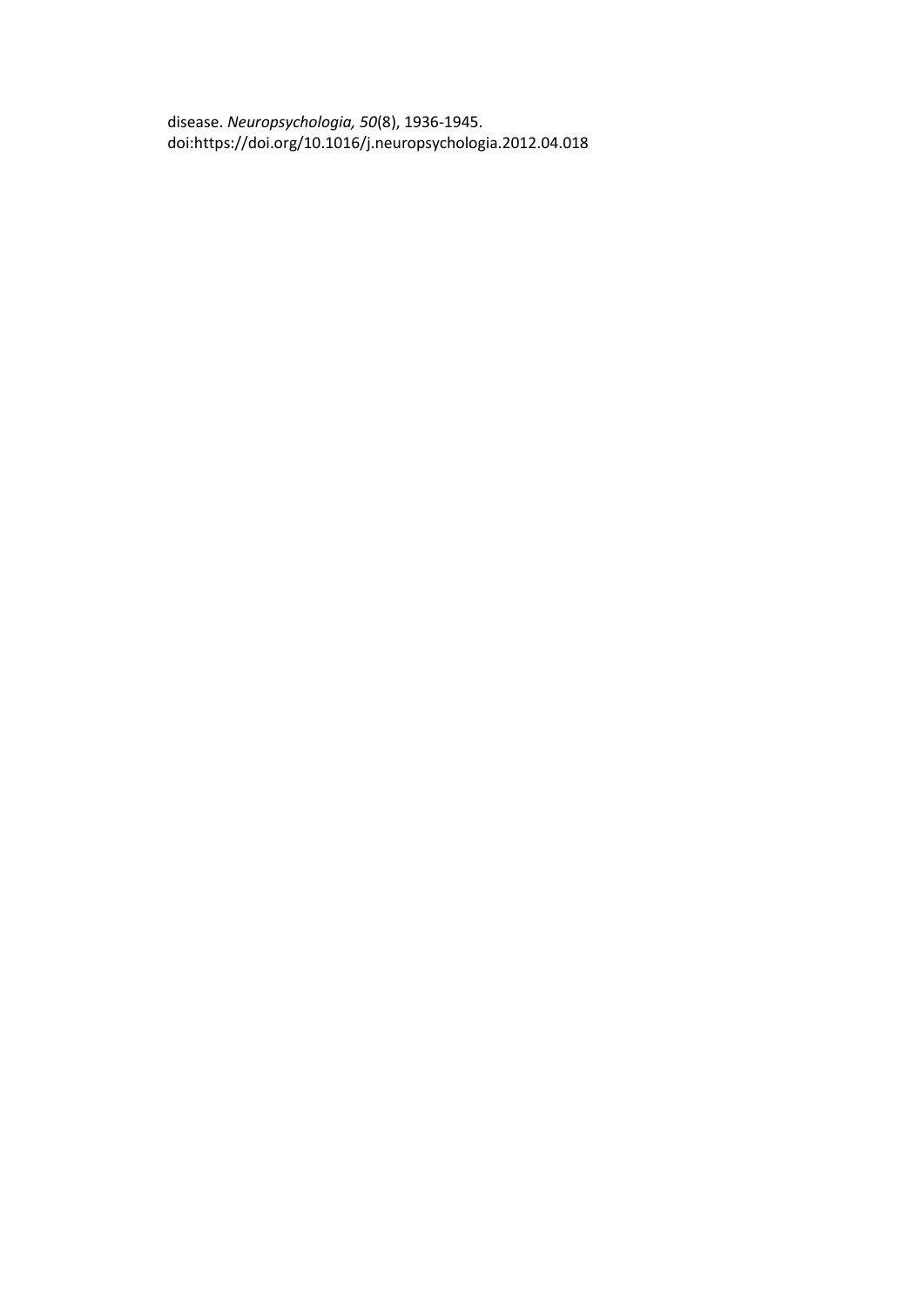disease. *Neuropsychologia, 50*(8), 1936-1945. doi:https://doi.org/10.1016/j.neuropsychologia.2012.04.018